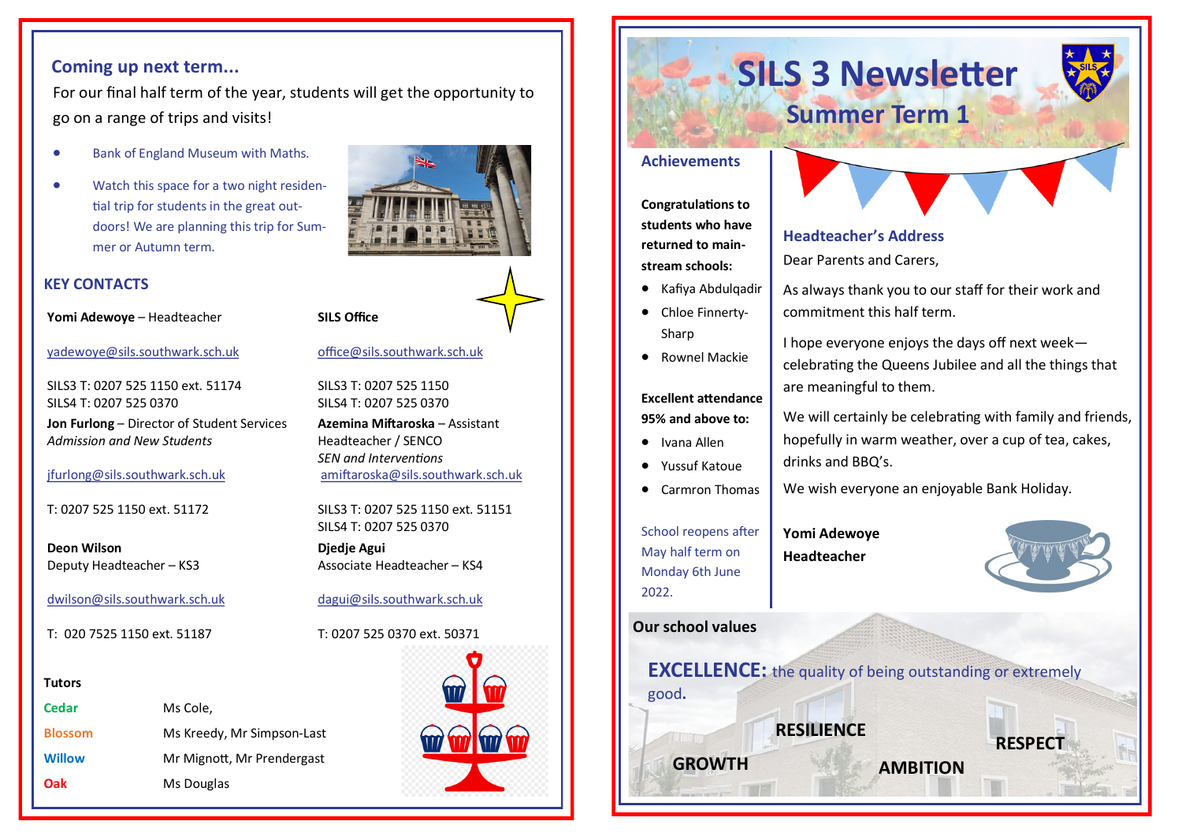# SILS 3 Newsletter

## Summer Term 1

### Achievements

**Congratulations to students who have returned to mainstream schools:**

- Kafiya Abdulqadir
- Chloe Finnerty-Sharp
- Rownel Mackie

**Excellent attendance 95% and above to:**

- Ivana Allen
- Yussuf Katoue
- Carmron Thomas

School reopens after May half term on Monday 6th June 2022.

### Headteacher's Address

Dear Parents and Carers,

As always thank you to our staff for their work and commitment this half term.

I hope everyone enjoys the days off next week—celebrating the Queens Jubilee and all the things that are meaningful to them.

We will certainly be celebrating with family and friends, hopefully in warm weather, over a cup of tea, cakes, drinks and BBQ's.

We wish everyone an enjoyable Bank Holiday.

**Yomi Adewoye**
**Headteacher**

### Our school values

**EXCELLENCE:** the quality of being outstanding or extremely good.

**RESILIENCE**

**RESPECT**

**GROWTH**

**AMBITION**

### Coming up next term...

For our final half term of the year, students will get the opportunity to go on a range of trips and visits!

- Bank of England Museum with Maths.
- Watch this space for a two night residential trip for students in the great outdoors! We are planning this trip for Summer or Autumn term.

### KEY CONTACTS

**Yomi Adewoye** – Headteacher

yadewoye@sils.southwark.sch.uk

SILS3 T: 0207 525 1150 ext. 51174
SILS4 T: 0207 525 0370

**SILS Office**

office@sils.southwark.sch.uk

SILS3 T: 0207 525 1150
SILS4 T: 0207 525 0370

**Jon Furlong** – Director of Student Services
*Admission and New Students*

jfurlong@sils.southwark.sch.uk

T: 0207 525 1150 ext. 51172

**Azemina Miftaroska** – Assistant Headteacher / SENCO
*SEN and Interventions*

amiftaroska@sils.southwark.sch.uk

SILS3 T: 0207 525 1150 ext. 51151
SILS4 T: 0207 525 0370

**Deon Wilson**
Deputy Headteacher – KS3

dwilson@sils.southwark.sch.uk

T: 020 7525 1150 ext. 51187

**Djedje Agui**
Associate Headteacher – KS4

dagui@sils.southwark.sch.uk

T: 0207 525 0370 ext. 50371

**Tutors**

| | |
|---|---|
| Cedar | Ms Cole, |
| Blossom | Ms Kreedy, Mr Simpson-Last |
| Willow | Mr Mignott, Mr Prendergast |
| Oak | Ms Douglas |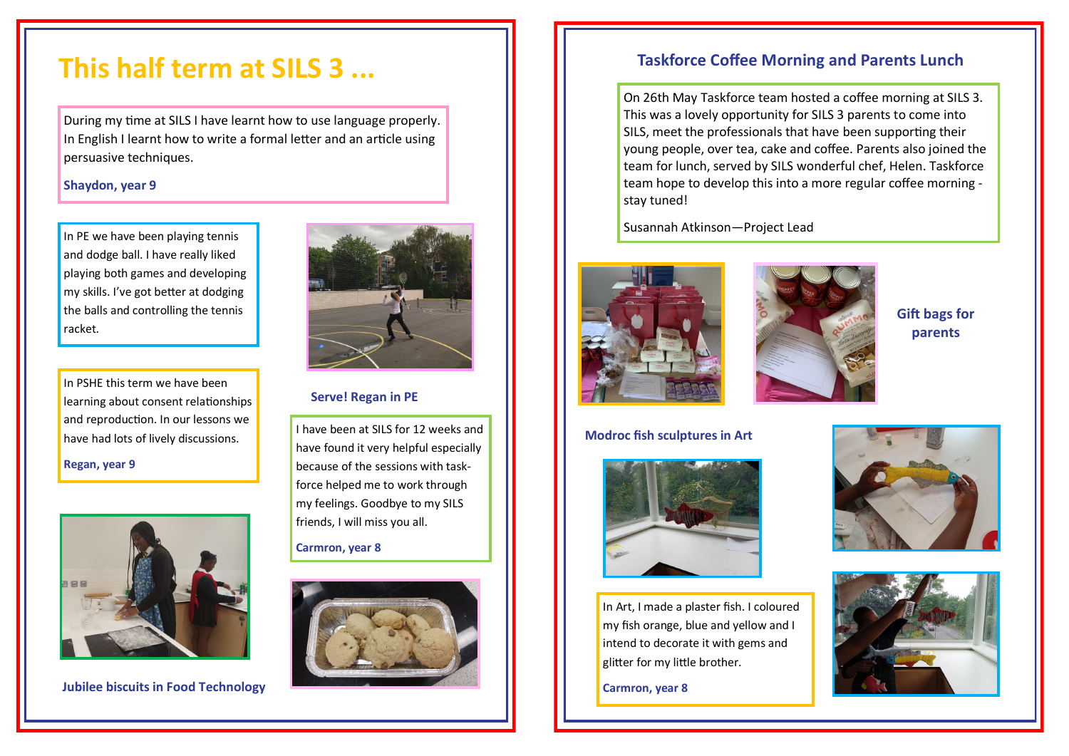# This half term at SILS 3 ...

During my time at SILS I have learnt how to use language properly. In English I learnt how to write a formal letter and an article using persuasive techniques.

**Shaydon, year 9**

In PE we have been playing tennis and dodge ball. I have really liked playing both games and developing my skills. I've got better at dodging the balls and controlling the tennis racket.

**Serve! Regan in PE**

In PSHE this term we have been learning about consent relationships and reproduction. In our lessons we have had lots of lively discussions.

**Regan, year 9**

I have been at SILS for 12 weeks and have found it very helpful especially because of the sessions with taskforce helped me to work through my feelings. Goodbye to my SILS friends, I will miss you all.

**Carmron, year 8**

**Jubilee biscuits in Food Technology**

## Taskforce Coffee Morning and Parents Lunch

On 26th May Taskforce team hosted a coffee morning at SILS 3. This was a lovely opportunity for SILS 3 parents to come into SILS, meet the professionals that have been supporting their young people, over tea, cake and coffee. Parents also joined the team for lunch, served by SILS wonderful chef, Helen. Taskforce team hope to develop this into a more regular coffee morning - stay tuned!

Susannah Atkinson—Project Lead

**Gift bags for parents**

**Modroc fish sculptures in Art**

In Art, I made a plaster fish. I coloured my fish orange, blue and yellow and I intend to decorate it with gems and glitter for my little brother.

**Carmron, year 8**